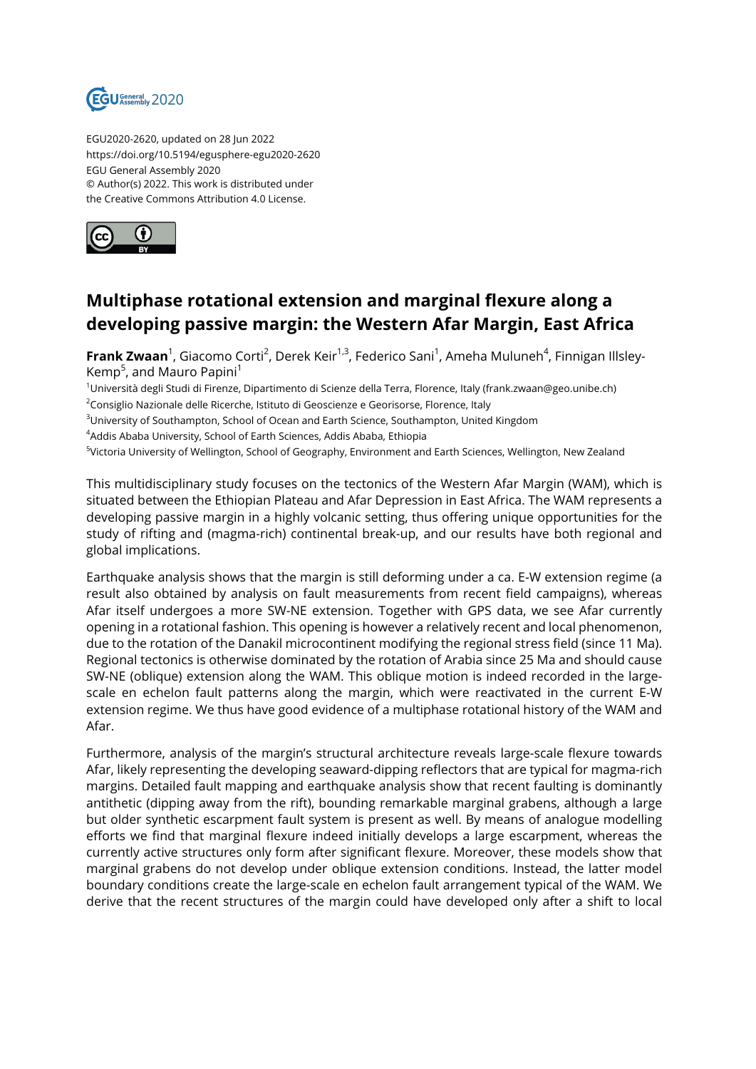EGU2020-2620, updated on 28 Jun 2022
https://doi.org/10.5194/egusphere-egu2020-2620
EGU General Assembly 2020
© Author(s) 2022. This work is distributed under
the Creative Commons Attribution 4.0 License.

# Multiphase rotational extension and marginal flexure along a developing passive margin: the Western Afar Margin, East Africa

**Frank Zwaan**[1], Giacomo Corti[2], Derek Keir[1,3], Federico Sani[1], Ameha Muluneh[4], Finnigan Illsley-Kemp[5], and Mauro Papini[1]

[1]Università degli Studi di Firenze, Dipartimento di Scienze della Terra, Florence, Italy (frank.zwaan@geo.unibe.ch)
[2]Consiglio Nazionale delle Ricerche, Istituto di Geoscienze e Georisorse, Florence, Italy
[3]University of Southampton, School of Ocean and Earth Science, Southampton, United Kingdom
[4]Addis Ababa University, School of Earth Sciences, Addis Ababa, Ethiopia
[5]Victoria University of Wellington, School of Geography, Environment and Earth Sciences, Wellington, New Zealand

This multidisciplinary study focuses on the tectonics of the Western Afar Margin (WAM), which is situated between the Ethiopian Plateau and Afar Depression in East Africa. The WAM represents a developing passive margin in a highly volcanic setting, thus offering unique opportunities for the study of rifting and (magma-rich) continental break-up, and our results have both regional and global implications.

Earthquake analysis shows that the margin is still deforming under a ca. E-W extension regime (a result also obtained by analysis on fault measurements from recent field campaigns), whereas Afar itself undergoes a more SW-NE extension. Together with GPS data, we see Afar currently opening in a rotational fashion. This opening is however a relatively recent and local phenomenon, due to the rotation of the Danakil microcontinent modifying the regional stress field (since 11 Ma). Regional tectonics is otherwise dominated by the rotation of Arabia since 25 Ma and should cause SW-NE (oblique) extension along the WAM. This oblique motion is indeed recorded in the large-scale en echelon fault patterns along the margin, which were reactivated in the current E-W extension regime. We thus have good evidence of a multiphase rotational history of the WAM and Afar.

Furthermore, analysis of the margin's structural architecture reveals large-scale flexure towards Afar, likely representing the developing seaward-dipping reflectors that are typical for magma-rich margins. Detailed fault mapping and earthquake analysis show that recent faulting is dominantly antithetic (dipping away from the rift), bounding remarkable marginal grabens, although a large but older synthetic escarpment fault system is present as well. By means of analogue modelling efforts we find that marginal flexure indeed initially develops a large escarpment, whereas the currently active structures only form after significant flexure. Moreover, these models show that marginal grabens do not develop under oblique extension conditions. Instead, the latter model boundary conditions create the large-scale en echelon fault arrangement typical of the WAM. We derive that the recent structures of the margin could have developed only after a shift to local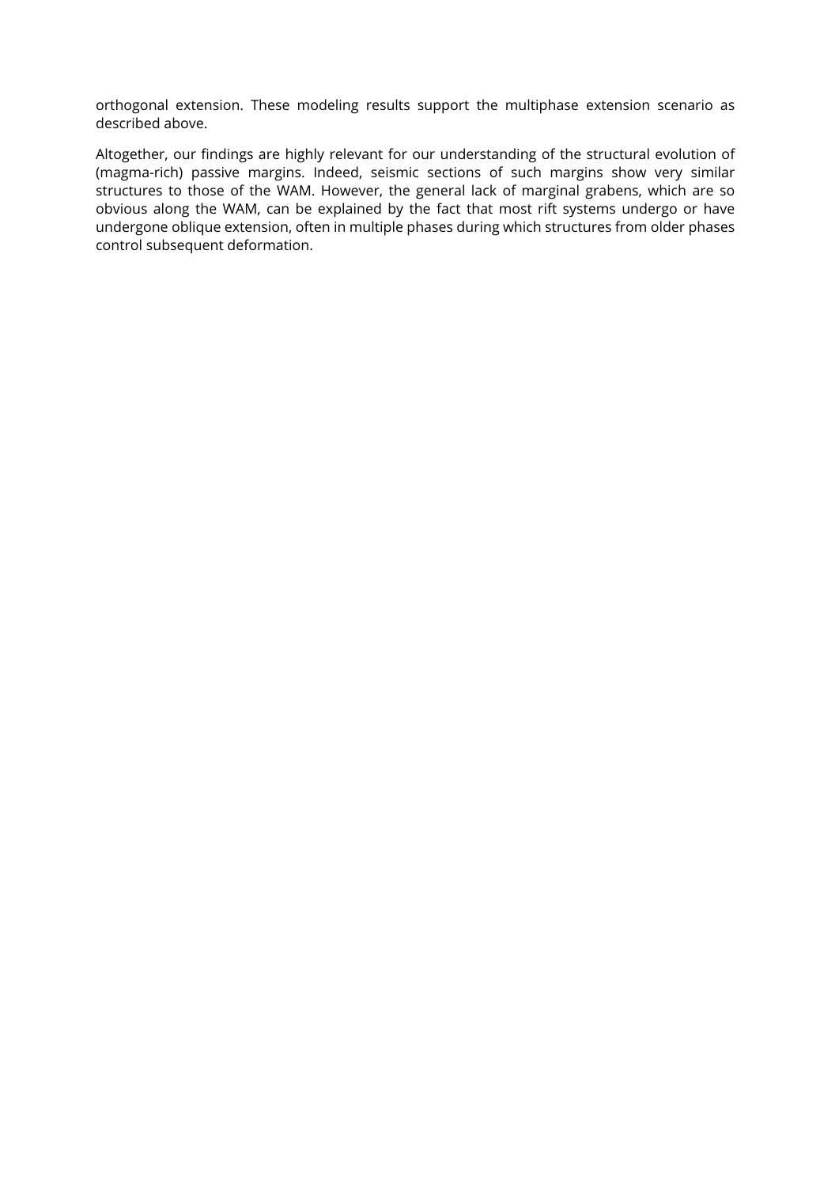orthogonal extension. These modeling results support the multiphase extension scenario as described above.

Altogether, our findings are highly relevant for our understanding of the structural evolution of (magma-rich) passive margins. Indeed, seismic sections of such margins show very similar structures to those of the WAM. However, the general lack of marginal grabens, which are so obvious along the WAM, can be explained by the fact that most rift systems undergo or have undergone oblique extension, often in multiple phases during which structures from older phases control subsequent deformation.